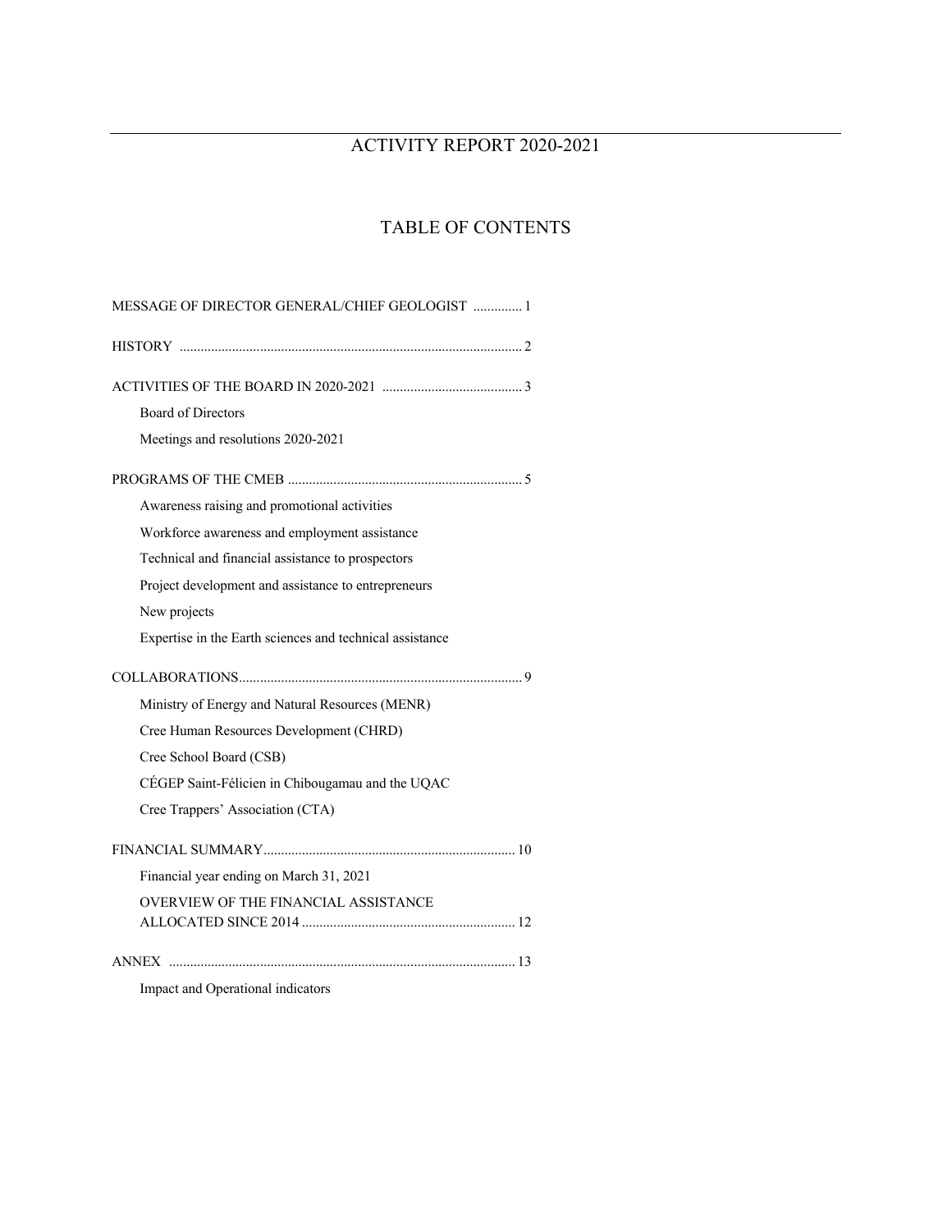# ACTIVITY REPORT 2020-2021

## TABLE OF CONTENTS

MESSAGE OF DIRECTOR GENERAL/CHIEF GEOLOGIST .............. 1

HISTORY .................................................................................................. 2

ACTIVITIES OF THE BOARD IN 2020-2021 ........................................ 3

- Board of Directors
- Meetings and resolutions 2020-2021

PROGRAMS OF THE CMEB .................................................................. 5

- Awareness raising and promotional activities
- Workforce awareness and employment assistance
- Technical and financial assistance to prospectors
- Project development and assistance to entrepreneurs
- New projects
- Expertise in the Earth sciences and technical assistance

COLLABORATIONS................................................................................ 9

- Ministry of Energy and Natural Resources (MENR)
- Cree Human Resources Development (CHRD)
- Cree School Board (CSB)
- CÉGEP Saint-Félicien in Chibougamau and the UQAC
- Cree Trappers' Association (CTA)

FINANCIAL SUMMARY....................................................................... 10

- Financial year ending on March 31, 2021
- OVERVIEW OF THE FINANCIAL ASSISTANCE ALLOCATED SINCE 2014 ............................................................ 12

ANNEX .................................................................................................. 13

- Impact and Operational indicators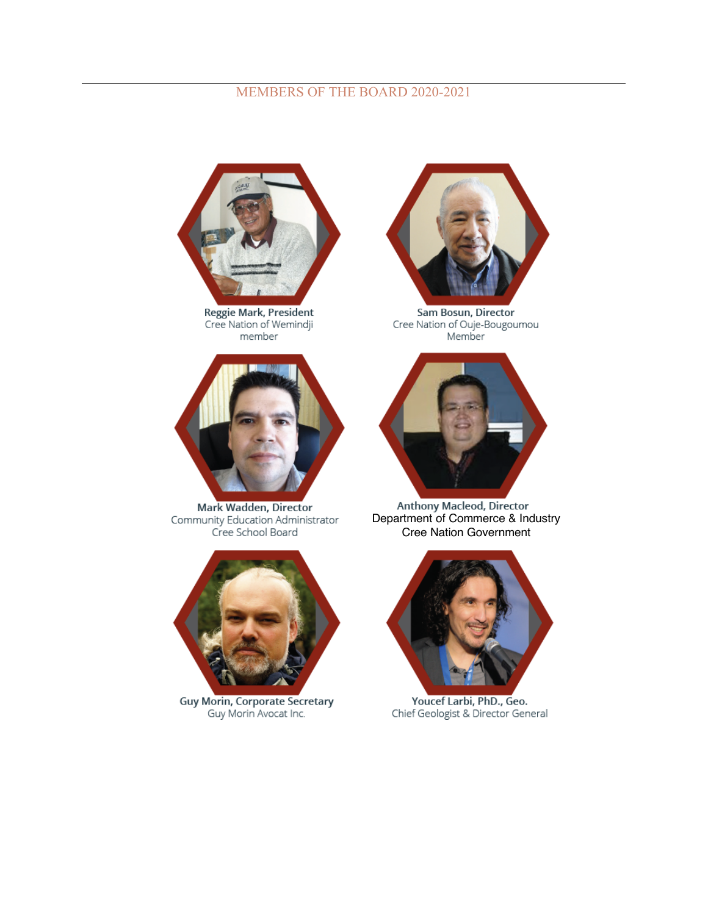## MEMBERS OF THE BOARD 2020-2021

**Reggie Mark, President**
Cree Nation of Wemindji
member

**Sam Bosun, Director**
Cree Nation of Ouje-Bougoumou
Member

**Mark Wadden, Director**
Community Education Administrator
Cree School Board

**Anthony Macleod, Director**
Department of Commerce & Industry
Cree Nation Government

**Guy Morin, Corporate Secretary**
Guy Morin Avocat Inc.

**Youcef Larbi, PhD., Geo.**
Chief Geologist & Director General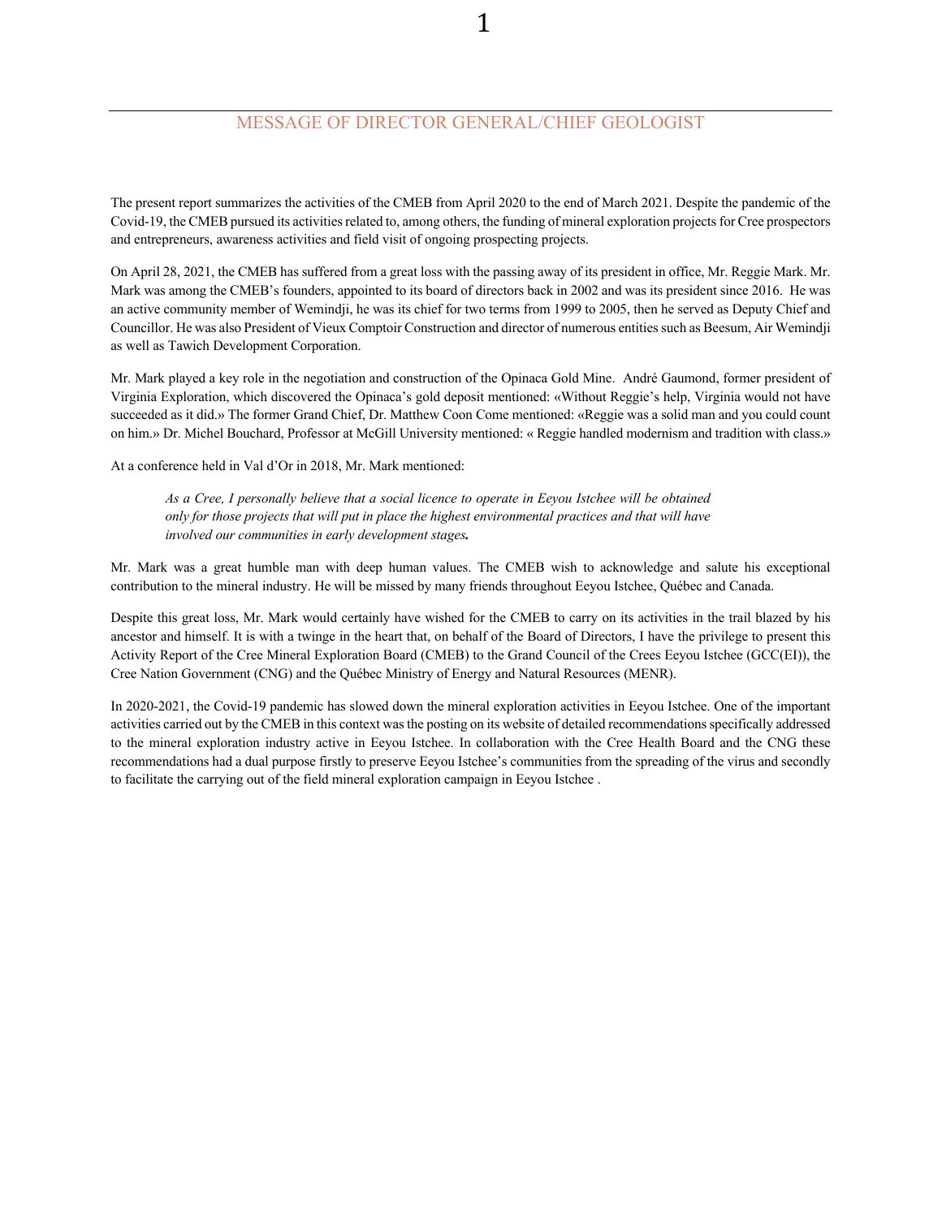## MESSAGE OF DIRECTOR GENERAL/CHIEF GEOLOGIST

The present report summarizes the activities of the CMEB from April 2020 to the end of March 2021. Despite the pandemic of the Covid-19, the CMEB pursued its activities related to, among others, the funding of mineral exploration projects for Cree prospectors and entrepreneurs, awareness activities and field visit of ongoing prospecting projects.

On April 28, 2021, the CMEB has suffered from a great loss with the passing away of its president in office, Mr. Reggie Mark. Mr. Mark was among the CMEB's founders, appointed to its board of directors back in 2002 and was its president since 2016. He was an active community member of Wemindji, he was its chief for two terms from 1999 to 2005, then he served as Deputy Chief and Councillor. He was also President of Vieux Comptoir Construction and director of numerous entities such as Beesum, Air Wemindji as well as Tawich Development Corporation.

Mr. Mark played a key role in the negotiation and construction of the Opinaca Gold Mine. André Gaumond, former president of Virginia Exploration, which discovered the Opinaca's gold deposit mentioned: «Without Reggie's help, Virginia would not have succeeded as it did.» The former Grand Chief, Dr. Matthew Coon Come mentioned: «Reggie was a solid man and you could count on him.» Dr. Michel Bouchard, Professor at McGill University mentioned: « Reggie handled modernism and tradition with class.»

At a conference held in Val d'Or in 2018, Mr. Mark mentioned:

> *As a Cree, I personally believe that a social licence to operate in Eeyou Istchee will be obtained only for those projects that will put in place the highest environmental practices and that will have involved our communities in early development stages.*

Mr. Mark was a great humble man with deep human values. The CMEB wish to acknowledge and salute his exceptional contribution to the mineral industry. He will be missed by many friends throughout Eeyou Istchee, Québec and Canada.

Despite this great loss, Mr. Mark would certainly have wished for the CMEB to carry on its activities in the trail blazed by his ancestor and himself. It is with a twinge in the heart that, on behalf of the Board of Directors, I have the privilege to present this Activity Report of the Cree Mineral Exploration Board (CMEB) to the Grand Council of the Crees Eeyou Istchee (GCC(EI)), the Cree Nation Government (CNG) and the Québec Ministry of Energy and Natural Resources (MENR).

In 2020-2021, the Covid-19 pandemic has slowed down the mineral exploration activities in Eeyou Istchee. One of the important activities carried out by the CMEB in this context was the posting on its website of detailed recommendations specifically addressed to the mineral exploration industry active in Eeyou Istchee. In collaboration with the Cree Health Board and the CNG these recommendations had a dual purpose firstly to preserve Eeyou Istchee's communities from the spreading of the virus and secondly to facilitate the carrying out of the field mineral exploration campaign in Eeyou Istchee .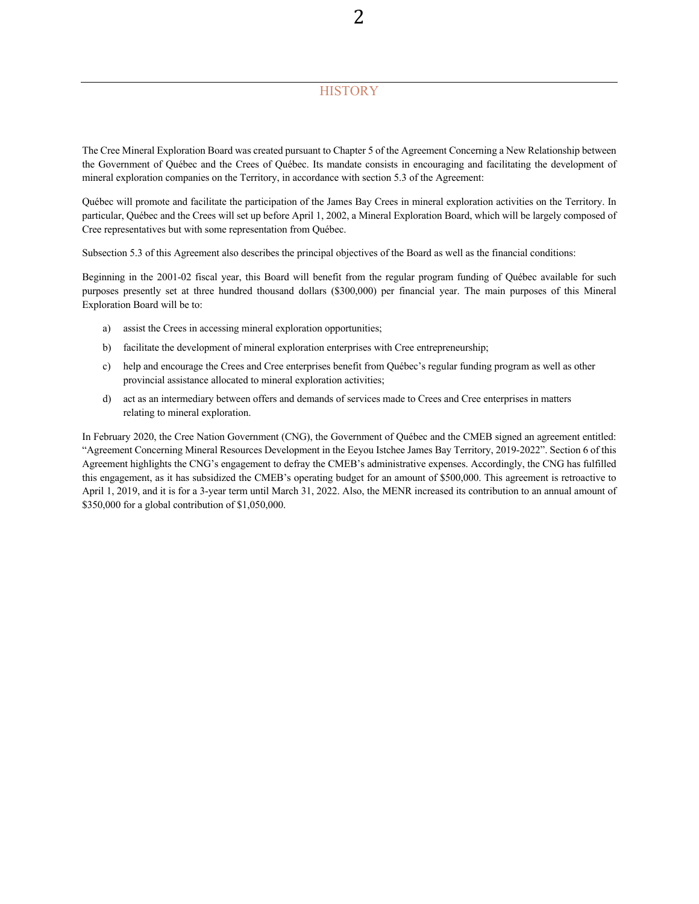## HISTORY

The Cree Mineral Exploration Board was created pursuant to Chapter 5 of the Agreement Concerning a New Relationship between the Government of Québec and the Crees of Québec. Its mandate consists in encouraging and facilitating the development of mineral exploration companies on the Territory, in accordance with section 5.3 of the Agreement:

Québec will promote and facilitate the participation of the James Bay Crees in mineral exploration activities on the Territory. In particular, Québec and the Crees will set up before April 1, 2002, a Mineral Exploration Board, which will be largely composed of Cree representatives but with some representation from Québec.

Subsection 5.3 of this Agreement also describes the principal objectives of the Board as well as the financial conditions:

Beginning in the 2001-02 fiscal year, this Board will benefit from the regular program funding of Québec available for such purposes presently set at three hundred thousand dollars ($300,000) per financial year. The main purposes of this Mineral Exploration Board will be to:

a) assist the Crees in accessing mineral exploration opportunities;

b) facilitate the development of mineral exploration enterprises with Cree entrepreneurship;

c) help and encourage the Crees and Cree enterprises benefit from Québec's regular funding program as well as other provincial assistance allocated to mineral exploration activities;

d) act as an intermediary between offers and demands of services made to Crees and Cree enterprises in matters relating to mineral exploration.

In February 2020, the Cree Nation Government (CNG), the Government of Québec and the CMEB signed an agreement entitled: "Agreement Concerning Mineral Resources Development in the Eeyou Istchee James Bay Territory, 2019-2022". Section 6 of this Agreement highlights the CNG's engagement to defray the CMEB's administrative expenses. Accordingly, the CNG has fulfilled this engagement, as it has subsidized the CMEB's operating budget for an amount of $500,000. This agreement is retroactive to April 1, 2019, and it is for a 3-year term until March 31, 2022. Also, the MENR increased its contribution to an annual amount of $350,000 for a global contribution of $1,050,000.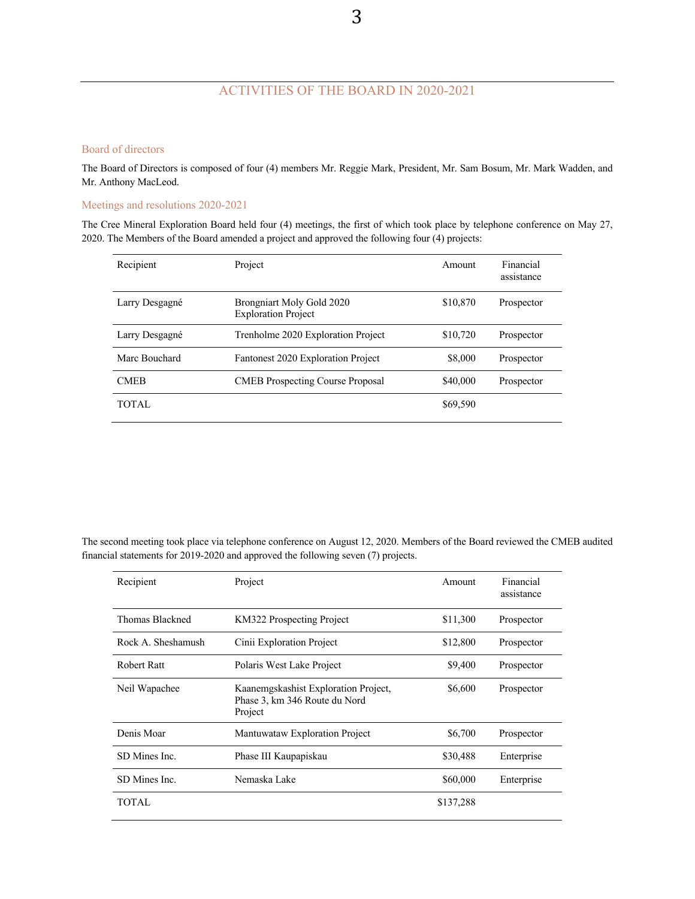## ACTIVITIES OF THE BOARD IN 2020-2021

### Board of directors

The Board of Directors is composed of four (4) members Mr. Reggie Mark, President, Mr. Sam Bosum, Mr. Mark Wadden, and Mr. Anthony MacLeod.

### Meetings and resolutions 2020-2021

The Cree Mineral Exploration Board held four (4) meetings, the first of which took place by telephone conference on May 27, 2020. The Members of the Board amended a project and approved the following four (4) projects:

| Recipient | Project | Amount | Financial assistance |
|---|---|---|---|
| Larry Desgagné | Brongniart Moly Gold 2020 Exploration Project | $10,870 | Prospector |
| Larry Desgagné | Trenholme 2020 Exploration Project | $10,720 | Prospector |
| Marc Bouchard | Fantonest 2020 Exploration Project | $8,000 | Prospector |
| CMEB | CMEB Prospecting Course Proposal | $40,000 | Prospector |
| TOTAL | | $69,590 | |

The second meeting took place via telephone conference on August 12, 2020. Members of the Board reviewed the CMEB audited financial statements for 2019-2020 and approved the following seven (7) projects.

| Recipient | Project | Amount | Financial assistance |
|---|---|---|---|
| Thomas Blackned | KM322 Prospecting Project | $11,300 | Prospector |
| Rock A. Sheshamush | Cinii Exploration Project | $12,800 | Prospector |
| Robert Ratt | Polaris West Lake Project | $9,400 | Prospector |
| Neil Wapachee | Kaanemgskashist Exploration Project, Phase 3, km 346 Route du Nord Project | $6,600 | Prospector |
| Denis Moar | Mantuwataw Exploration Project | $6,700 | Prospector |
| SD Mines Inc. | Phase III Kaupapiskau | $30,488 | Enterprise |
| SD Mines Inc. | Nemaska Lake | $60,000 | Enterprise |
| TOTAL | | $137,288 | |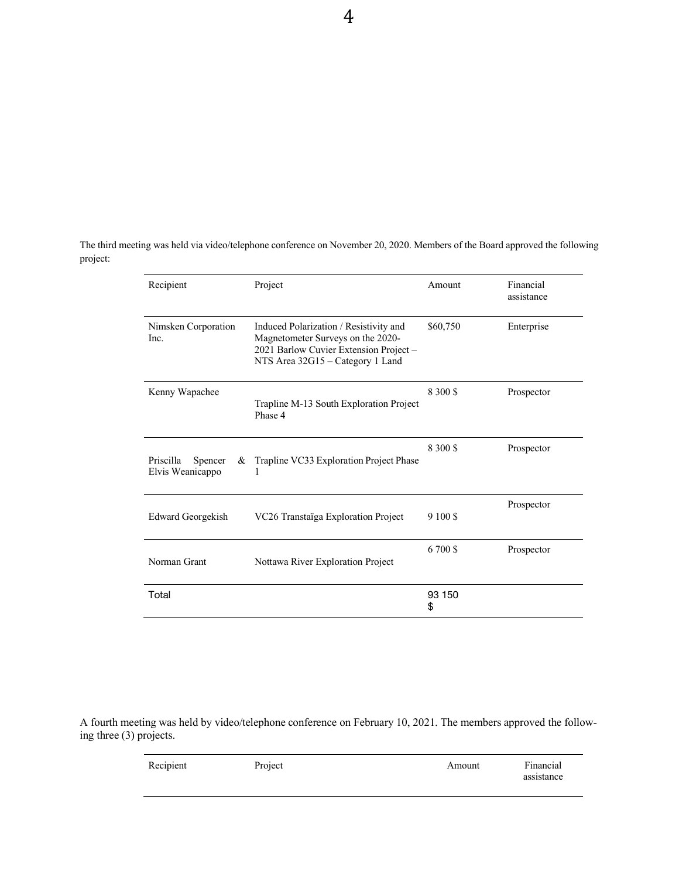The third meeting was held via video/telephone conference on November 20, 2020. Members of the Board approved the following project:

| Recipient | Project | Amount | Financial assistance |
|---|---|---|---|
| Nimsken Corporation Inc. | Induced Polarization / Resistivity and Magnetometer Surveys on the 2020-2021 Barlow Cuvier Extension Project – NTS Area 32G15 – Category 1 Land | $60,750 | Enterprise |
| Kenny Wapachee | Trapline M-13 South Exploration Project Phase 4 | 8 300 $ | Prospector |
| Priscilla Spencer & Elvis Weanicappo | Trapline VC33 Exploration Project Phase 1 | 8 300 $ | Prospector |
| Edward Georgekish | VC26 Transtaïga Exploration Project | 9 100 $ | Prospector |
| Norman Grant | Nottawa River Exploration Project | 6 700 $ | Prospector |
| Total | | 93 150 $ | |

A fourth meeting was held by video/telephone conference on February 10, 2021. The members approved the following three (3) projects.

| Recipient | Project | Amount | Financial assistance |
|---|---|---|---|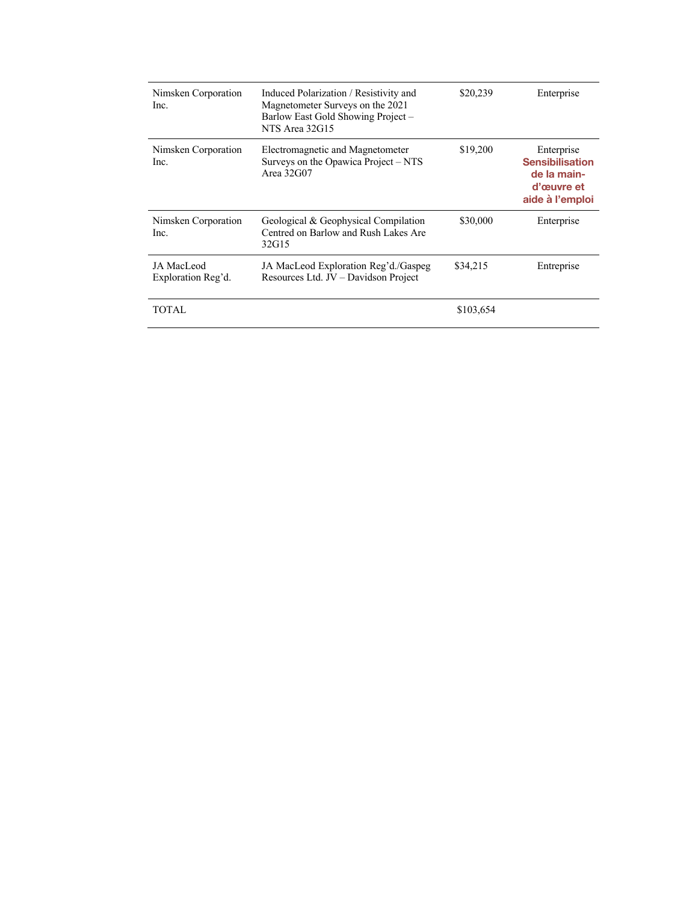| | | | |
|---|---|---|---|
| Nimsken Corporation Inc. | Induced Polarization / Resistivity and Magnetometer Surveys on the 2021 Barlow East Gold Showing Project – NTS Area 32G15 | $20,239 | Enterprise |
| Nimsken Corporation Inc. | Electromagnetic and Magnetometer Surveys on the Opawica Project – NTS Area 32G07 | $19,200 | Enterprise **Sensibilisation de la main-d'œuvre et aide à l'emploi** |
| Nimsken Corporation Inc. | Geological & Geophysical Compilation Centred on Barlow and Rush Lakes Are 32G15 | $30,000 | Enterprise |
| JA MacLeod Exploration Reg'd. | JA MacLeod Exploration Reg'd./Gaspeg Resources Ltd. JV – Davidson Project | $34,215 | Entreprise |
| TOTAL | | $103,654 | |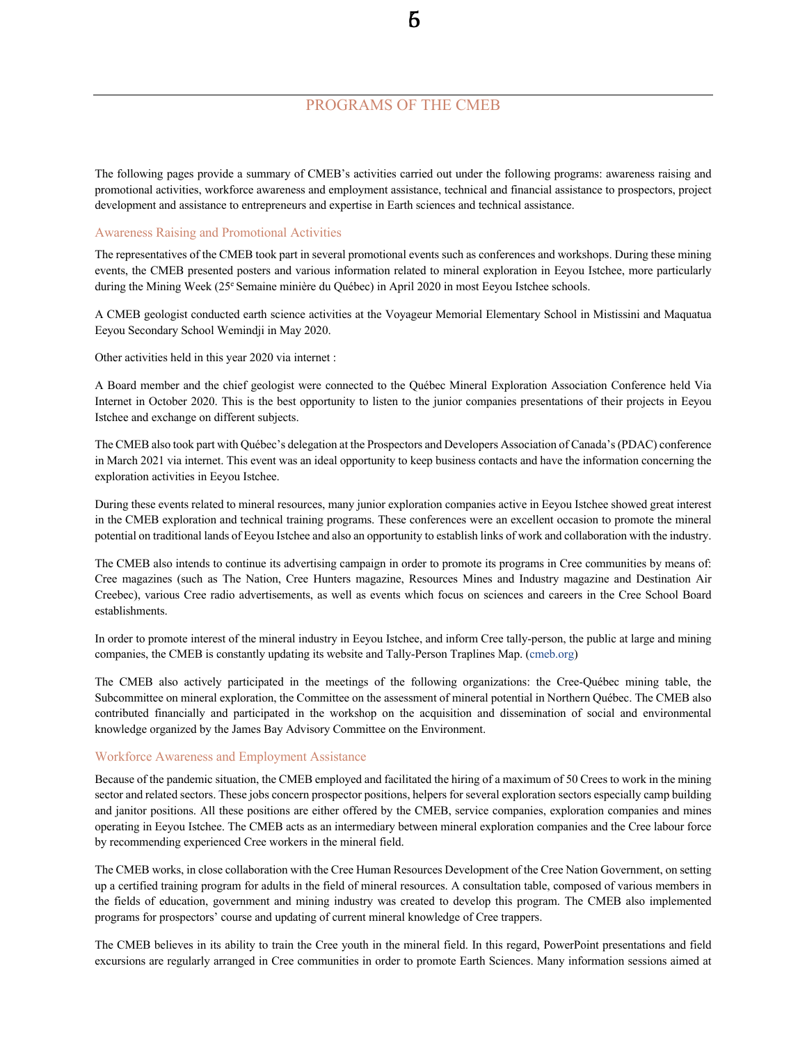## PROGRAMS OF THE CMEB

The following pages provide a summary of CMEB's activities carried out under the following programs: awareness raising and promotional activities, workforce awareness and employment assistance, technical and financial assistance to prospectors, project development and assistance to entrepreneurs and expertise in Earth sciences and technical assistance.

### Awareness Raising and Promotional Activities

The representatives of the CMEB took part in several promotional events such as conferences and workshops. During these mining events, the CMEB presented posters and various information related to mineral exploration in Eeyou Istchee, more particularly during the Mining Week (25e Semaine minière du Québec) in April 2020 in most Eeyou Istchee schools.

A CMEB geologist conducted earth science activities at the Voyageur Memorial Elementary School in Mistissini and Maquatua Eeyou Secondary School Wemindji in May 2020.

Other activities held in this year 2020 via internet :

A Board member and the chief geologist were connected to the Québec Mineral Exploration Association Conference held Via Internet in October 2020. This is the best opportunity to listen to the junior companies presentations of their projects in Eeyou Istchee and exchange on different subjects.

The CMEB also took part with Québec's delegation at the Prospectors and Developers Association of Canada's (PDAC) conference in March 2021 via internet. This event was an ideal opportunity to keep business contacts and have the information concerning the exploration activities in Eeyou Istchee.

During these events related to mineral resources, many junior exploration companies active in Eeyou Istchee showed great interest in the CMEB exploration and technical training programs. These conferences were an excellent occasion to promote the mineral potential on traditional lands of Eeyou Istchee and also an opportunity to establish links of work and collaboration with the industry.

The CMEB also intends to continue its advertising campaign in order to promote its programs in Cree communities by means of: Cree magazines (such as The Nation, Cree Hunters magazine, Resources Mines and Industry magazine and Destination Air Creebec), various Cree radio advertisements, as well as events which focus on sciences and careers in the Cree School Board establishments.

In order to promote interest of the mineral industry in Eeyou Istchee, and inform Cree tally-person, the public at large and mining companies, the CMEB is constantly updating its website and Tally-Person Traplines Map. (cmeb.org)

The CMEB also actively participated in the meetings of the following organizations: the Cree-Québec mining table, the Subcommittee on mineral exploration, the Committee on the assessment of mineral potential in Northern Québec. The CMEB also contributed financially and participated in the workshop on the acquisition and dissemination of social and environmental knowledge organized by the James Bay Advisory Committee on the Environment.

### Workforce Awareness and Employment Assistance

Because of the pandemic situation, the CMEB employed and facilitated the hiring of a maximum of 50 Crees to work in the mining sector and related sectors. These jobs concern prospector positions, helpers for several exploration sectors especially camp building and janitor positions. All these positions are either offered by the CMEB, service companies, exploration companies and mines operating in Eeyou Istchee. The CMEB acts as an intermediary between mineral exploration companies and the Cree labour force by recommending experienced Cree workers in the mineral field.

The CMEB works, in close collaboration with the Cree Human Resources Development of the Cree Nation Government, on setting up a certified training program for adults in the field of mineral resources. A consultation table, composed of various members in the fields of education, government and mining industry was created to develop this program. The CMEB also implemented programs for prospectors' course and updating of current mineral knowledge of Cree trappers.

The CMEB believes in its ability to train the Cree youth in the mineral field. In this regard, PowerPoint presentations and field excursions are regularly arranged in Cree communities in order to promote Earth Sciences. Many information sessions aimed at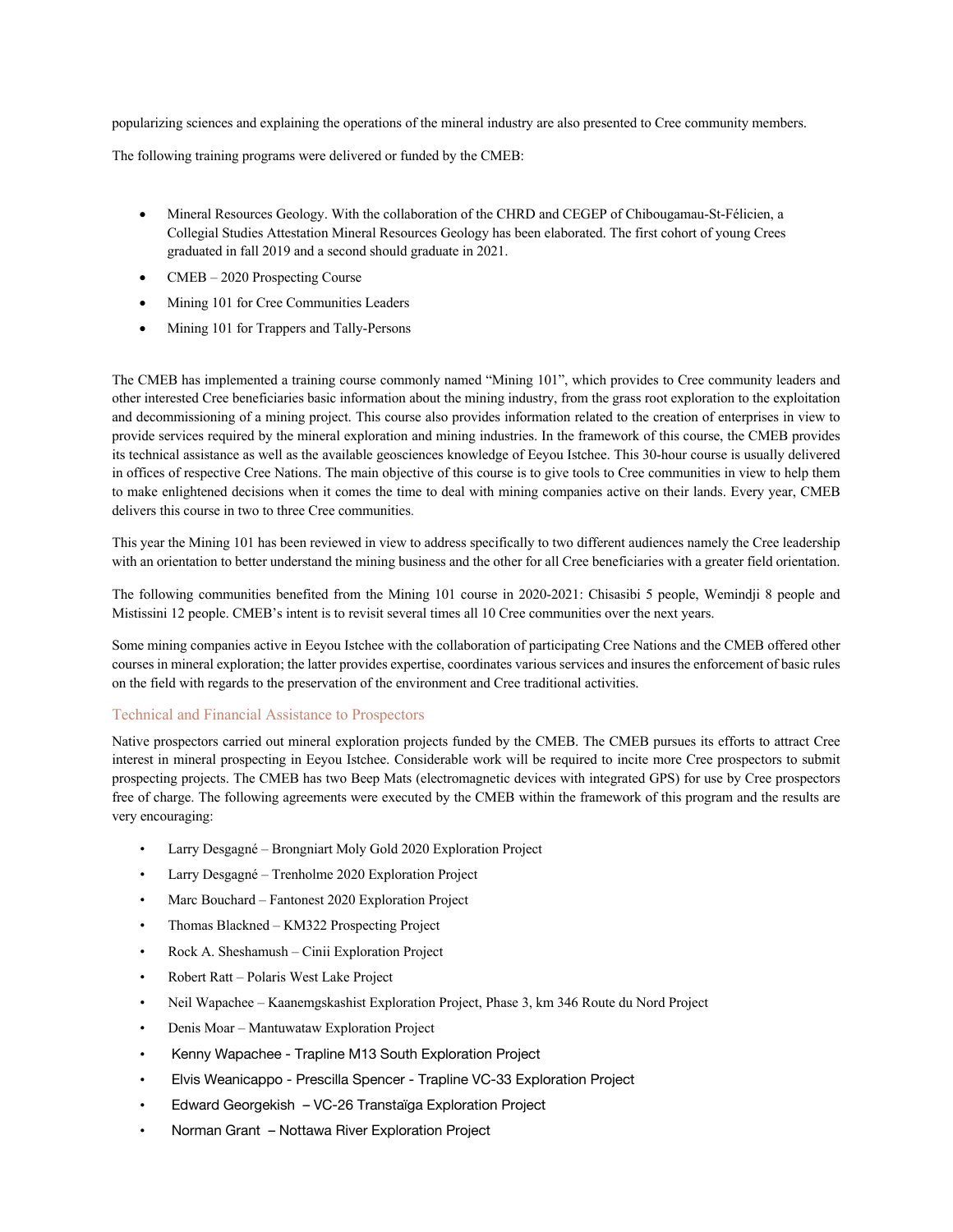popularizing sciences and explaining the operations of the mineral industry are also presented to Cree community members.

The following training programs were delivered or funded by the CMEB:

- Mineral Resources Geology. With the collaboration of the CHRD and CEGEP of Chibougamau-St-Félicien, a Collegial Studies Attestation Mineral Resources Geology has been elaborated. The first cohort of young Crees graduated in fall 2019 and a second should graduate in 2021.
- CMEB – 2020 Prospecting Course
- Mining 101 for Cree Communities Leaders
- Mining 101 for Trappers and Tally-Persons

The CMEB has implemented a training course commonly named "Mining 101", which provides to Cree community leaders and other interested Cree beneficiaries basic information about the mining industry, from the grass root exploration to the exploitation and decommissioning of a mining project. This course also provides information related to the creation of enterprises in view to provide services required by the mineral exploration and mining industries. In the framework of this course, the CMEB provides its technical assistance as well as the available geosciences knowledge of Eeyou Istchee. This 30-hour course is usually delivered in offices of respective Cree Nations. The main objective of this course is to give tools to Cree communities in view to help them to make enlightened decisions when it comes the time to deal with mining companies active on their lands. Every year, CMEB delivers this course in two to three Cree communities.

This year the Mining 101 has been reviewed in view to address specifically to two different audiences namely the Cree leadership with an orientation to better understand the mining business and the other for all Cree beneficiaries with a greater field orientation.

The following communities benefited from the Mining 101 course in 2020-2021: Chisasibi 5 people, Wemindji 8 people and Mistissini 12 people. CMEB's intent is to revisit several times all 10 Cree communities over the next years.

Some mining companies active in Eeyou Istchee with the collaboration of participating Cree Nations and the CMEB offered other courses in mineral exploration; the latter provides expertise, coordinates various services and insures the enforcement of basic rules on the field with regards to the preservation of the environment and Cree traditional activities.

## Technical and Financial Assistance to Prospectors

Native prospectors carried out mineral exploration projects funded by the CMEB. The CMEB pursues its efforts to attract Cree interest in mineral prospecting in Eeyou Istchee. Considerable work will be required to incite more Cree prospectors to submit prospecting projects. The CMEB has two Beep Mats (electromagnetic devices with integrated GPS) for use by Cree prospectors free of charge. The following agreements were executed by the CMEB within the framework of this program and the results are very encouraging:

- Larry Desgagné – Brongniart Moly Gold 2020 Exploration Project
- Larry Desgagné – Trenholme 2020 Exploration Project
- Marc Bouchard – Fantonest 2020 Exploration Project
- Thomas Blackned – KM322 Prospecting Project
- Rock A. Sheshamush – Cinii Exploration Project
- Robert Ratt – Polaris West Lake Project
- Neil Wapachee – Kaanemgskashist Exploration Project, Phase 3, km 346 Route du Nord Project
- Denis Moar – Mantuwataw Exploration Project
- Kenny Wapachee - Trapline M13 South Exploration Project
- Elvis Weanicappo - Prescilla Spencer - Trapline VC-33 Exploration Project
- Edward Georgekish – VC-26 Transtaïga Exploration Project
- Norman Grant – Nottawa River Exploration Project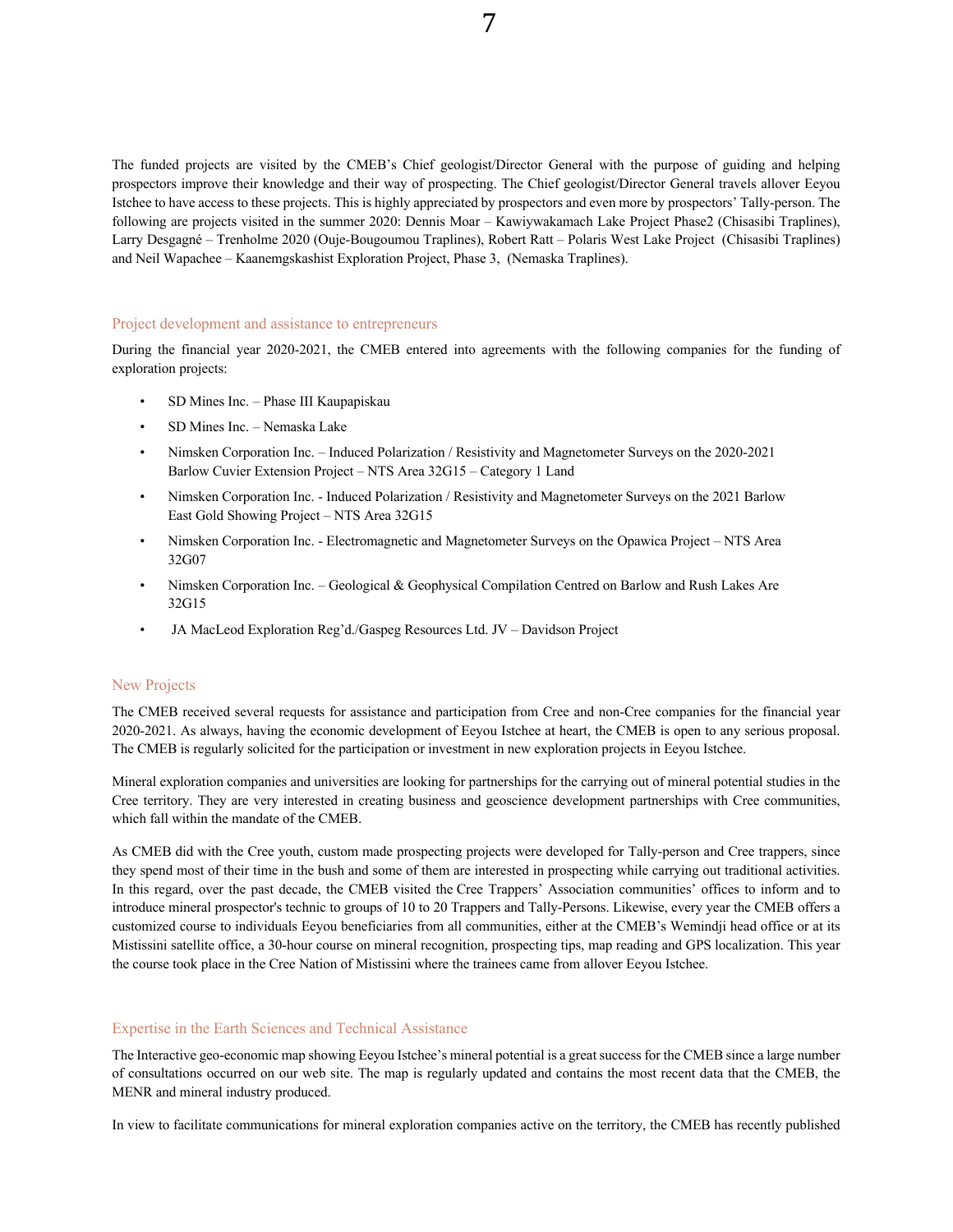The funded projects are visited by the CMEB's Chief geologist/Director General with the purpose of guiding and helping prospectors improve their knowledge and their way of prospecting. The Chief geologist/Director General travels allover Eeyou Istchee to have access to these projects. This is highly appreciated by prospectors and even more by prospectors' Tally-person. The following are projects visited in the summer 2020: Dennis Moar – Kawiywakamach Lake Project Phase2 (Chisasibi Traplines), Larry Desgagné – Trenholme 2020 (Ouje-Bougoumou Traplines), Robert Ratt – Polaris West Lake Project (Chisasibi Traplines) and Neil Wapachee – Kaanemgskashist Exploration Project, Phase 3, (Nemaska Traplines).

## Project development and assistance to entrepreneurs

During the financial year 2020-2021, the CMEB entered into agreements with the following companies for the funding of exploration projects:

- SD Mines Inc. – Phase III Kaupapiskau
- SD Mines Inc. – Nemaska Lake
- Nimsken Corporation Inc. – Induced Polarization / Resistivity and Magnetometer Surveys on the 2020-2021 Barlow Cuvier Extension Project – NTS Area 32G15 – Category 1 Land
- Nimsken Corporation Inc. - Induced Polarization / Resistivity and Magnetometer Surveys on the 2021 Barlow East Gold Showing Project – NTS Area 32G15
- Nimsken Corporation Inc. - Electromagnetic and Magnetometer Surveys on the Opawica Project – NTS Area 32G07
- Nimsken Corporation Inc. – Geological & Geophysical Compilation Centred on Barlow and Rush Lakes Are 32G15
- JA MacLeod Exploration Reg'd./Gaspeg Resources Ltd. JV – Davidson Project

## New Projects

The CMEB received several requests for assistance and participation from Cree and non-Cree companies for the financial year 2020-2021. As always, having the economic development of Eeyou Istchee at heart, the CMEB is open to any serious proposal. The CMEB is regularly solicited for the participation or investment in new exploration projects in Eeyou Istchee.

Mineral exploration companies and universities are looking for partnerships for the carrying out of mineral potential studies in the Cree territory. They are very interested in creating business and geoscience development partnerships with Cree communities, which fall within the mandate of the CMEB.

As CMEB did with the Cree youth, custom made prospecting projects were developed for Tally-person and Cree trappers, since they spend most of their time in the bush and some of them are interested in prospecting while carrying out traditional activities. In this regard, over the past decade, the CMEB visited the Cree Trappers' Association communities' offices to inform and to introduce mineral prospector's technic to groups of 10 to 20 Trappers and Tally-Persons. Likewise, every year the CMEB offers a customized course to individuals Eeyou beneficiaries from all communities, either at the CMEB's Wemindji head office or at its Mistissini satellite office, a 30-hour course on mineral recognition, prospecting tips, map reading and GPS localization. This year the course took place in the Cree Nation of Mistissini where the trainees came from allover Eeyou Istchee.

## Expertise in the Earth Sciences and Technical Assistance

The Interactive geo-economic map showing Eeyou Istchee's mineral potential is a great success for the CMEB since a large number of consultations occurred on our web site. The map is regularly updated and contains the most recent data that the CMEB, the MENR and mineral industry produced.

In view to facilitate communications for mineral exploration companies active on the territory, the CMEB has recently published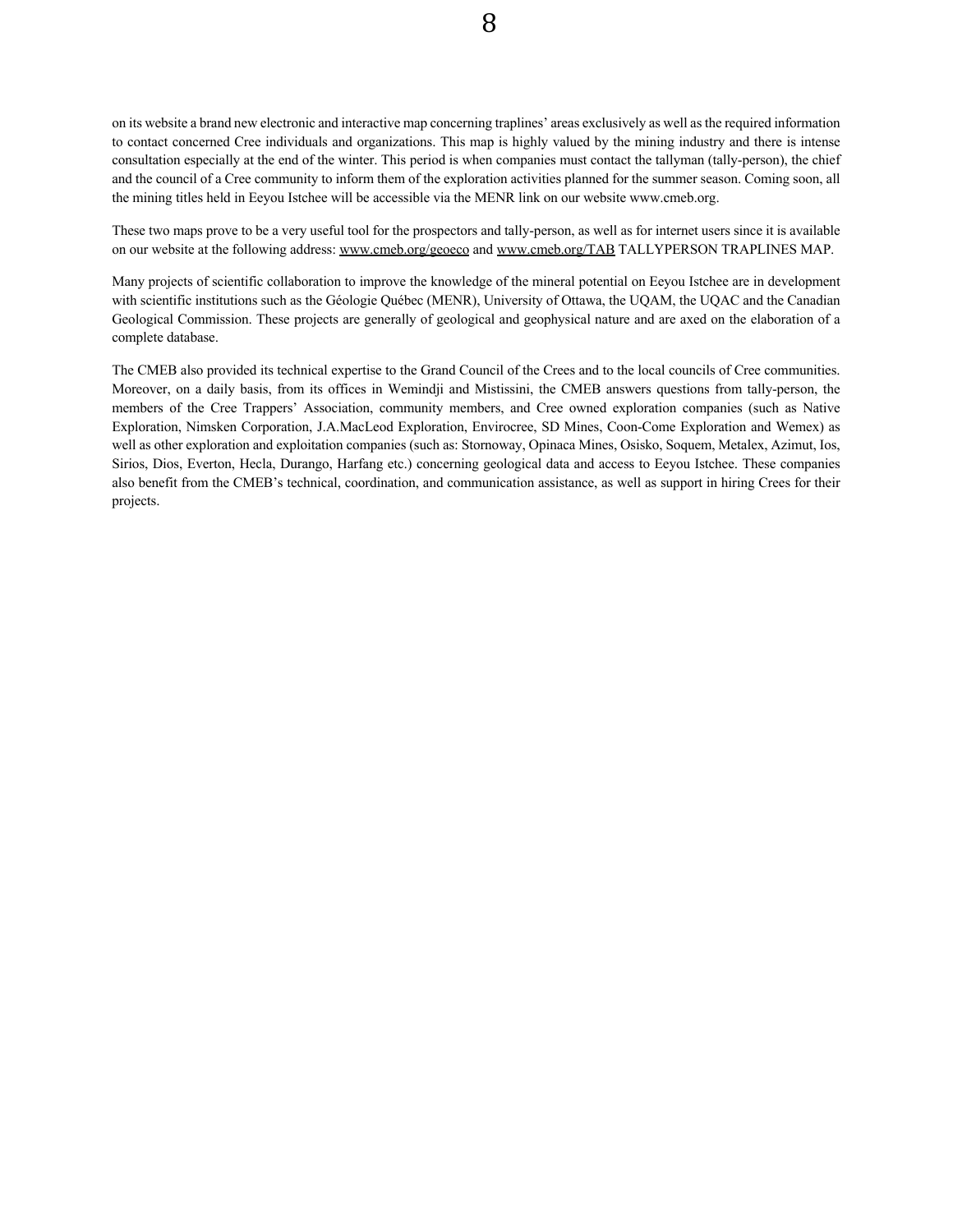on its website a brand new electronic and interactive map concerning traplines' areas exclusively as well as the required information to contact concerned Cree individuals and organizations. This map is highly valued by the mining industry and there is intense consultation especially at the end of the winter. This period is when companies must contact the tallyman (tally-person), the chief and the council of a Cree community to inform them of the exploration activities planned for the summer season. Coming soon, all the mining titles held in Eeyou Istchee will be accessible via the MENR link on our website www.cmeb.org.

These two maps prove to be a very useful tool for the prospectors and tally-person, as well as for internet users since it is available on our website at the following address: www.cmeb.org/geoeco and www.cmeb.org/TAB TALLYPERSON TRAPLINES MAP.

Many projects of scientific collaboration to improve the knowledge of the mineral potential on Eeyou Istchee are in development with scientific institutions such as the Géologie Québec (MENR), University of Ottawa, the UQAM, the UQAC and the Canadian Geological Commission. These projects are generally of geological and geophysical nature and are axed on the elaboration of a complete database.

The CMEB also provided its technical expertise to the Grand Council of the Crees and to the local councils of Cree communities. Moreover, on a daily basis, from its offices in Wemindji and Mistissini, the CMEB answers questions from tally-person, the members of the Cree Trappers' Association, community members, and Cree owned exploration companies (such as Native Exploration, Nimsken Corporation, J.A.MacLeod Exploration, Envirocree, SD Mines, Coon-Come Exploration and Wemex) as well as other exploration and exploitation companies (such as: Stornoway, Opinaca Mines, Osisko, Soquem, Metalex, Azimut, Ios, Sirios, Dios, Everton, Hecla, Durango, Harfang etc.) concerning geological data and access to Eeyou Istchee. These companies also benefit from the CMEB's technical, coordination, and communication assistance, as well as support in hiring Crees for their projects.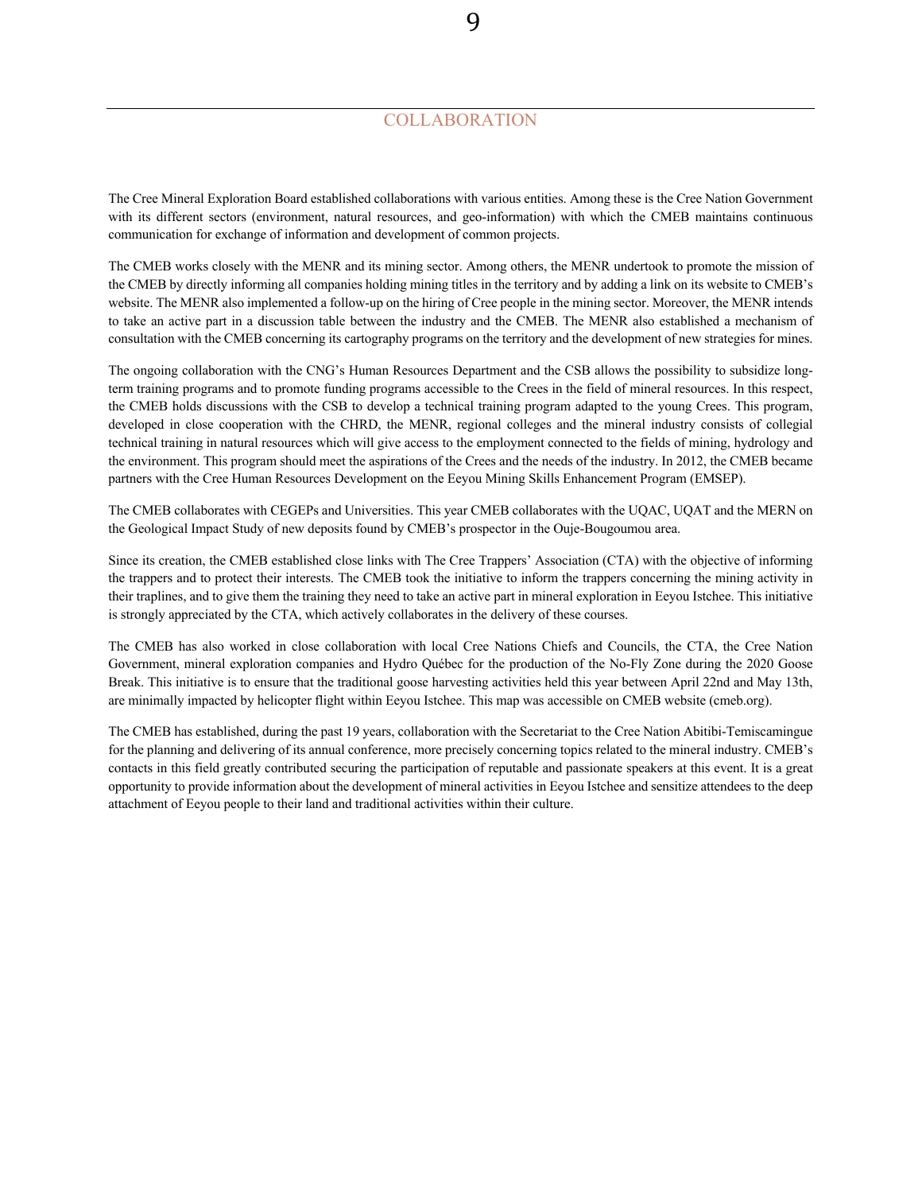## COLLABORATION

The Cree Mineral Exploration Board established collaborations with various entities. Among these is the Cree Nation Government with its different sectors (environment, natural resources, and geo-information) with which the CMEB maintains continuous communication for exchange of information and development of common projects.

The CMEB works closely with the MENR and its mining sector. Among others, the MENR undertook to promote the mission of the CMEB by directly informing all companies holding mining titles in the territory and by adding a link on its website to CMEB's website. The MENR also implemented a follow-up on the hiring of Cree people in the mining sector. Moreover, the MENR intends to take an active part in a discussion table between the industry and the CMEB. The MENR also established a mechanism of consultation with the CMEB concerning its cartography programs on the territory and the development of new strategies for mines.

The ongoing collaboration with the CNG's Human Resources Department and the CSB allows the possibility to subsidize long-term training programs and to promote funding programs accessible to the Crees in the field of mineral resources. In this respect, the CMEB holds discussions with the CSB to develop a technical training program adapted to the young Crees. This program, developed in close cooperation with the CHRD, the MENR, regional colleges and the mineral industry consists of collegial technical training in natural resources which will give access to the employment connected to the fields of mining, hydrology and the environment. This program should meet the aspirations of the Crees and the needs of the industry. In 2012, the CMEB became partners with the Cree Human Resources Development on the Eeyou Mining Skills Enhancement Program (EMSEP).

The CMEB collaborates with CEGEPs and Universities. This year CMEB collaborates with the UQAC, UQAT and the MERN on the Geological Impact Study of new deposits found by CMEB's prospector in the Ouje-Bougoumou area.

Since its creation, the CMEB established close links with The Cree Trappers' Association (CTA) with the objective of informing the trappers and to protect their interests. The CMEB took the initiative to inform the trappers concerning the mining activity in their traplines, and to give them the training they need to take an active part in mineral exploration in Eeyou Istchee. This initiative is strongly appreciated by the CTA, which actively collaborates in the delivery of these courses.

The CMEB has also worked in close collaboration with local Cree Nations Chiefs and Councils, the CTA, the Cree Nation Government, mineral exploration companies and Hydro Québec for the production of the No-Fly Zone during the 2020 Goose Break. This initiative is to ensure that the traditional goose harvesting activities held this year between April 22nd and May 13th, are minimally impacted by helicopter flight within Eeyou Istchee. This map was accessible on CMEB website (cmeb.org).

The CMEB has established, during the past 19 years, collaboration with the Secretariat to the Cree Nation Abitibi-Temiscamingue for the planning and delivering of its annual conference, more precisely concerning topics related to the mineral industry. CMEB's contacts in this field greatly contributed securing the participation of reputable and passionate speakers at this event. It is a great opportunity to provide information about the development of mineral activities in Eeyou Istchee and sensitize attendees to the deep attachment of Eeyou people to their land and traditional activities within their culture.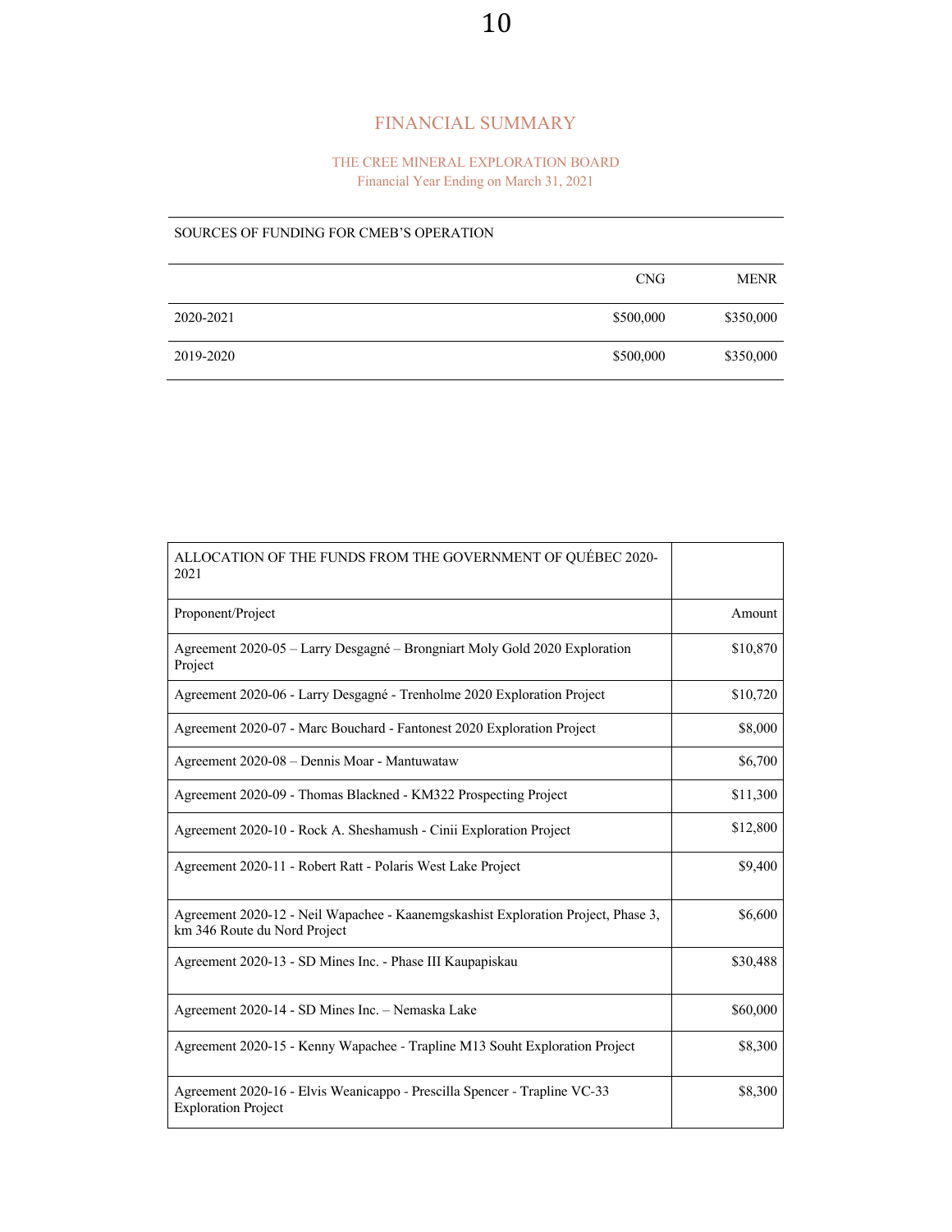## FINANCIAL SUMMARY

### THE CREE MINERAL EXPLORATION BOARD
Financial Year Ending on March 31, 2021

| SOURCES OF FUNDING FOR CMEB'S OPERATION | | |
|---|---|---|
| | CNG | MENR |
| 2020-2021 | $500,000 | $350,000 |
| 2019-2020 | $500,000 | $350,000 |

| ALLOCATION OF THE FUNDS FROM THE GOVERNMENT OF QUÉBEC 2020-2021 | |
|---|---|
| Proponent/Project | Amount |
| Agreement 2020-05 – Larry Desgagné – Brongniart Moly Gold 2020 Exploration Project | $10,870 |
| Agreement 2020-06 - Larry Desgagné - Trenholme 2020 Exploration Project | $10,720 |
| Agreement 2020-07 - Marc Bouchard - Fantonest 2020 Exploration Project | $8,000 |
| Agreement 2020-08 – Dennis Moar - Mantuwataw | $6,700 |
| Agreement 2020-09 - Thomas Blackned - KM322 Prospecting Project | $11,300 |
| Agreement 2020-10 - Rock A. Sheshamush - Cinii Exploration Project | $12,800 |
| Agreement 2020-11 - Robert Ratt - Polaris West Lake Project | $9,400 |
| Agreement 2020-12 - Neil Wapachee - Kaanemgskashist Exploration Project, Phase 3, km 346 Route du Nord Project | $6,600 |
| Agreement 2020-13 - SD Mines Inc. - Phase III Kaupapiskau | $30,488 |
| Agreement 2020-14 - SD Mines Inc. – Nemaska Lake | $60,000 |
| Agreement 2020-15 - Kenny Wapachee - Trapline M13 Souht Exploration Project | $8,300 |
| Agreement 2020-16 - Elvis Weanicappo - Prescilla Spencer - Trapline VC-33 Exploration Project | $8,300 |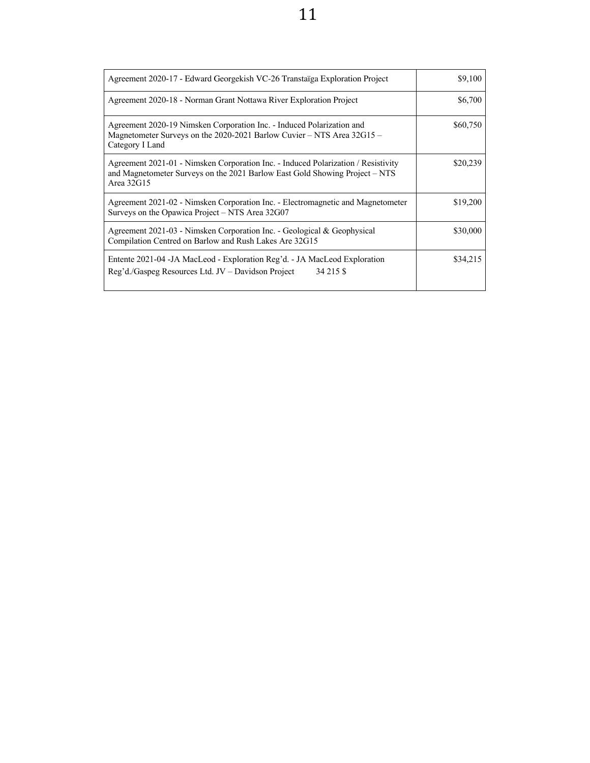| | |
|---|---|
| Agreement 2020-17 - Edward Georgekish VC-26 Transtaïga Exploration Project | $9,100 |
| Agreement 2020-18 - Norman Grant Nottawa River Exploration Project | $6,700 |
| Agreement 2020-19 Nimsken Corporation Inc. - Induced Polarization and Magnetometer Surveys on the 2020-2021 Barlow Cuvier – NTS Area 32G15 – Category I Land | $60,750 |
| Agreement 2021-01 - Nimsken Corporation Inc. - Induced Polarization / Resistivity and Magnetometer Surveys on the 2021 Barlow East Gold Showing Project – NTS Area 32G15 | $20,239 |
| Agreement 2021-02 - Nimsken Corporation Inc. - Electromagnetic and Magnetometer Surveys on the Opawica Project – NTS Area 32G07 | $19,200 |
| Agreement 2021-03 - Nimsken Corporation Inc. - Geological & Geophysical Compilation Centred on Barlow and Rush Lakes Are 32G15 | $30,000 |
| Entente 2021-04 -JA MacLeod - Exploration Reg'd. - JA MacLeod Exploration Reg'd./Gaspeg Resources Ltd. JV – Davidson Project 34 215 $ | $34,215 |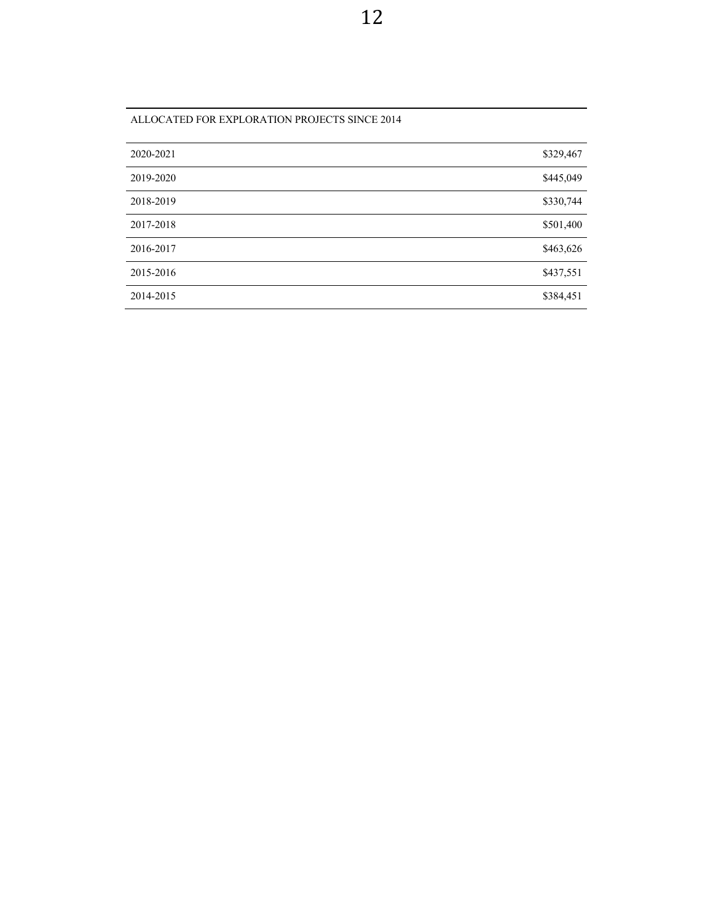| ALLOCATED FOR EXPLORATION PROJECTS SINCE 2014 | |
| --- | --- |
| 2020-2021 | $329,467 |
| 2019-2020 | $445,049 |
| 2018-2019 | $330,744 |
| 2017-2018 | $501,400 |
| 2016-2017 | $463,626 |
| 2015-2016 | $437,551 |
| 2014-2015 | $384,451 |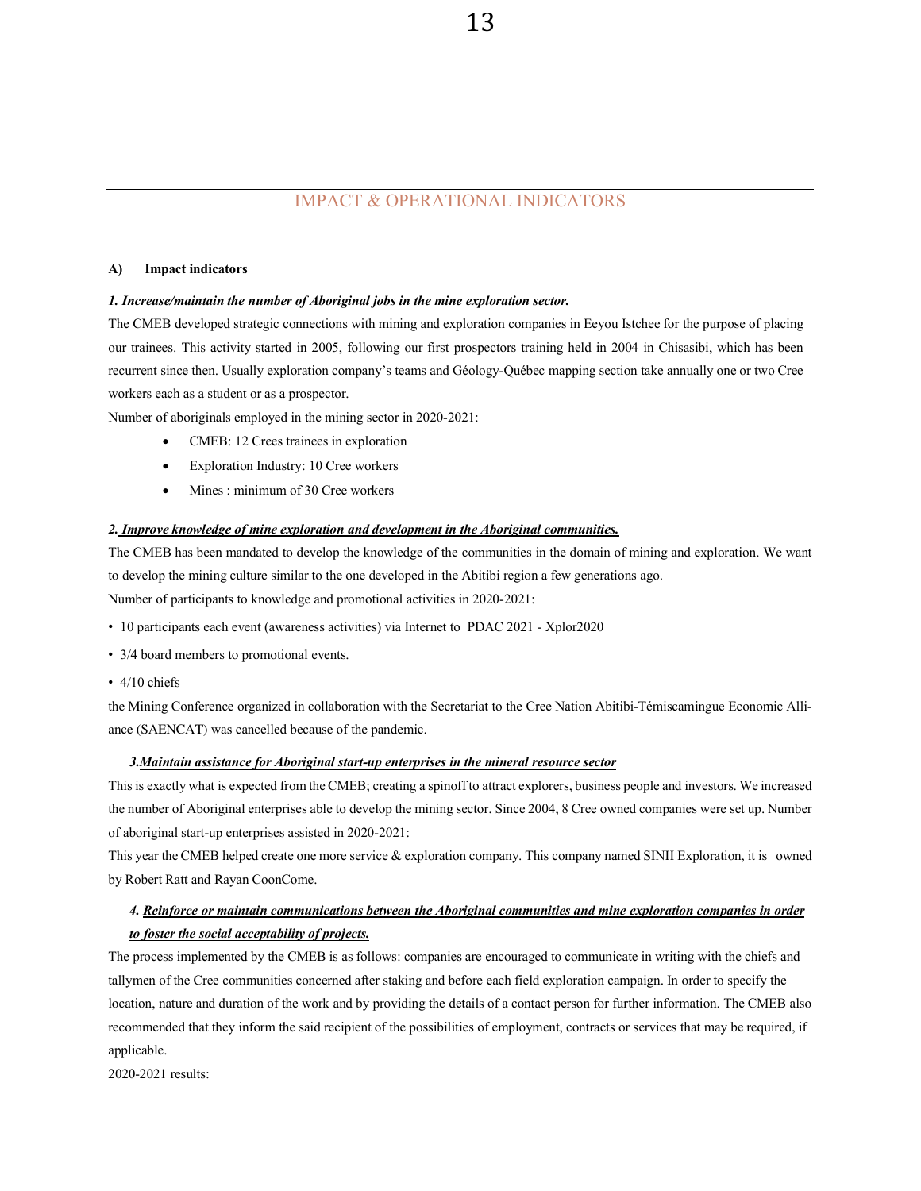## IMPACT & OPERATIONAL INDICATORS

### A) Impact indicators

***1. Increase/maintain the number of Aboriginal jobs in the mine exploration sector.***

The CMEB developed strategic connections with mining and exploration companies in Eeyou Istchee for the purpose of placing our trainees. This activity started in 2005, following our first prospectors training held in 2004 in Chisasibi, which has been recurrent since then. Usually exploration company's teams and Géology-Québec mapping section take annually one or two Cree workers each as a student or as a prospector.

Number of aboriginals employed in the mining sector in 2020-2021:

- CMEB: 12 Crees trainees in exploration
- Exploration Industry: 10 Cree workers
- Mines : minimum of 30 Cree workers

***2. Improve knowledge of mine exploration and development in the Aboriginal communities.***

The CMEB has been mandated to develop the knowledge of the communities in the domain of mining and exploration. We want to develop the mining culture similar to the one developed in the Abitibi region a few generations ago.

Number of participants to knowledge and promotional activities in 2020-2021:

- 10 participants each event (awareness activities) via Internet to PDAC 2021 - Xplor2020
- 3/4 board members to promotional events.
- 4/10 chiefs

the Mining Conference organized in collaboration with the Secretariat to the Cree Nation Abitibi-Témiscamingue Economic Alliance (SAENCAT) was cancelled because of the pandemic.

***3. Maintain assistance for Aboriginal start-up enterprises in the mineral resource sector***

This is exactly what is expected from the CMEB; creating a spinoff to attract explorers, business people and investors. We increased the number of Aboriginal enterprises able to develop the mining sector. Since 2004, 8 Cree owned companies were set up. Number of aboriginal start-up enterprises assisted in 2020-2021:

This year the CMEB helped create one more service & exploration company. This company named SINII Exploration, it is owned by Robert Ratt and Rayan CoonCome.

***4. Reinforce or maintain communications between the Aboriginal communities and mine exploration companies in order to foster the social acceptability of projects.***

The process implemented by the CMEB is as follows: companies are encouraged to communicate in writing with the chiefs and tallymen of the Cree communities concerned after staking and before each field exploration campaign. In order to specify the location, nature and duration of the work and by providing the details of a contact person for further information. The CMEB also recommended that they inform the said recipient of the possibilities of employment, contracts or services that may be required, if applicable.

2020-2021 results: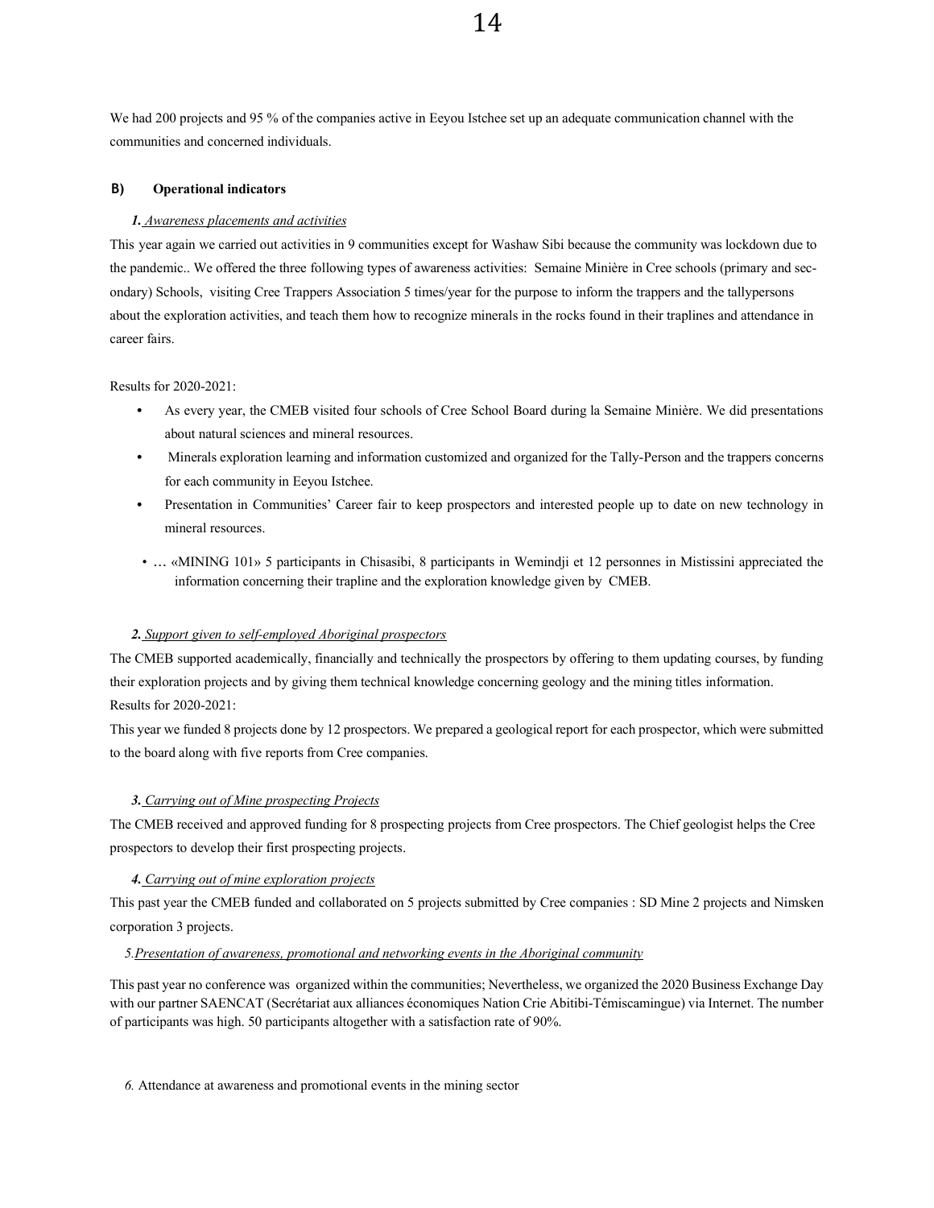We had 200 projects and 95 % of the companies active in Eeyou Istchee set up an adequate communication channel with the communities and concerned individuals.

### B) Operational indicators

***1.*** *Awareness placements and activities*

This year again we carried out activities in 9 communities except for Washaw Sibi because the community was lockdown due to the pandemic.. We offered the three following types of awareness activities: Semaine Minière in Cree schools (primary and secondary) Schools, visiting Cree Trappers Association 5 times/year for the purpose to inform the trappers and the tallypersons about the exploration activities, and teach them how to recognize minerals in the rocks found in their traplines and attendance in career fairs.

Results for 2020-2021:

- As every year, the CMEB visited four schools of Cree School Board during la Semaine Minière. We did presentations about natural sciences and mineral resources.
- Minerals exploration learning and information customized and organized for the Tally-Person and the trappers concerns for each community in Eeyou Istchee.
- Presentation in Communities' Career fair to keep prospectors and interested people up to date on new technology in mineral resources.
- … «MINING 101» 5 participants in Chisasibi, 8 participants in Wemindji et 12 personnes in Mistissini appreciated the information concerning their trapline and the exploration knowledge given by CMEB.

***2.*** *Support given to self-employed Aboriginal prospectors*

The CMEB supported academically, financially and technically the prospectors by offering to them updating courses, by funding their exploration projects and by giving them technical knowledge concerning geology and the mining titles information.

Results for 2020-2021:

This year we funded 8 projects done by 12 prospectors. We prepared a geological report for each prospector, which were submitted to the board along with five reports from Cree companies.

***3.*** *Carrying out of Mine prospecting Projects*

The CMEB received and approved funding for 8 prospecting projects from Cree prospectors. The Chief geologist helps the Cree prospectors to develop their first prospecting projects.

***4.*** *Carrying out of mine exploration projects*

This past year the CMEB funded and collaborated on 5 projects submitted by Cree companies : SD Mine 2 projects and Nimsken corporation 3 projects.

*5.* *Presentation of awareness, promotional and networking events in the Aboriginal community*

This past year no conference was organized within the communities; Nevertheless, we organized the 2020 Business Exchange Day with our partner SAENCAT (Secrétariat aux alliances économiques Nation Crie Abitibi-Témiscamingue) via Internet. The number of participants was high. 50 participants altogether with a satisfaction rate of 90%.

*6.* Attendance at awareness and promotional events in the mining sector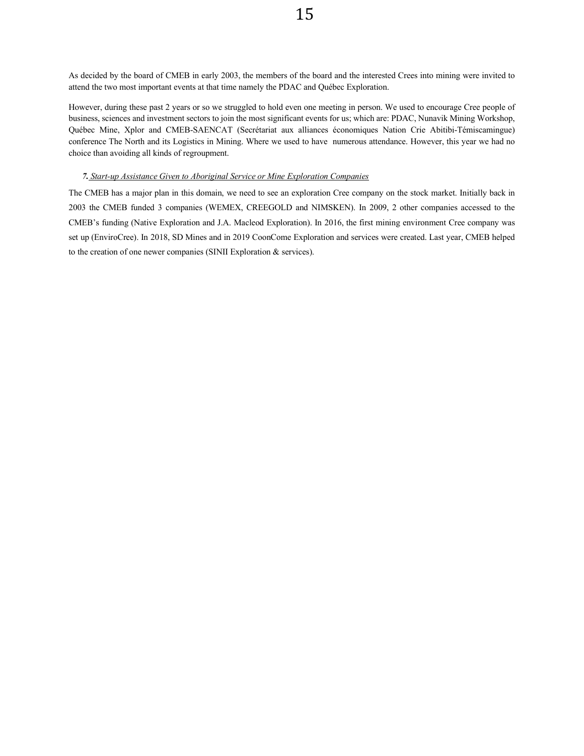As decided by the board of CMEB in early 2003, the members of the board and the interested Crees into mining were invited to attend the two most important events at that time namely the PDAC and Québec Exploration.

However, during these past 2 years or so we struggled to hold even one meeting in person. We used to encourage Cree people of business, sciences and investment sectors to join the most significant events for us; which are: PDAC, Nunavik Mining Workshop, Québec Mine, Xplor and CMEB-SAENCAT (Secrétariat aux alliances économiques Nation Crie Abitibi-Témiscamingue) conference The North and its Logistics in Mining. Where we used to have numerous attendance. However, this year we had no choice than avoiding all kinds of regroupment.

***7.*** *Start-up Assistance Given to Aboriginal Service or Mine Exploration Companies*

The CMEB has a major plan in this domain, we need to see an exploration Cree company on the stock market. Initially back in 2003 the CMEB funded 3 companies (WEMEX, CREEGOLD and NIMSKEN). In 2009, 2 other companies accessed to the CMEB's funding (Native Exploration and J.A. Macleod Exploration). In 2016, the first mining environment Cree company was set up (EnviroCree). In 2018, SD Mines and in 2019 CoonCome Exploration and services were created. Last year, CMEB helped to the creation of one newer companies (SINII Exploration & services).